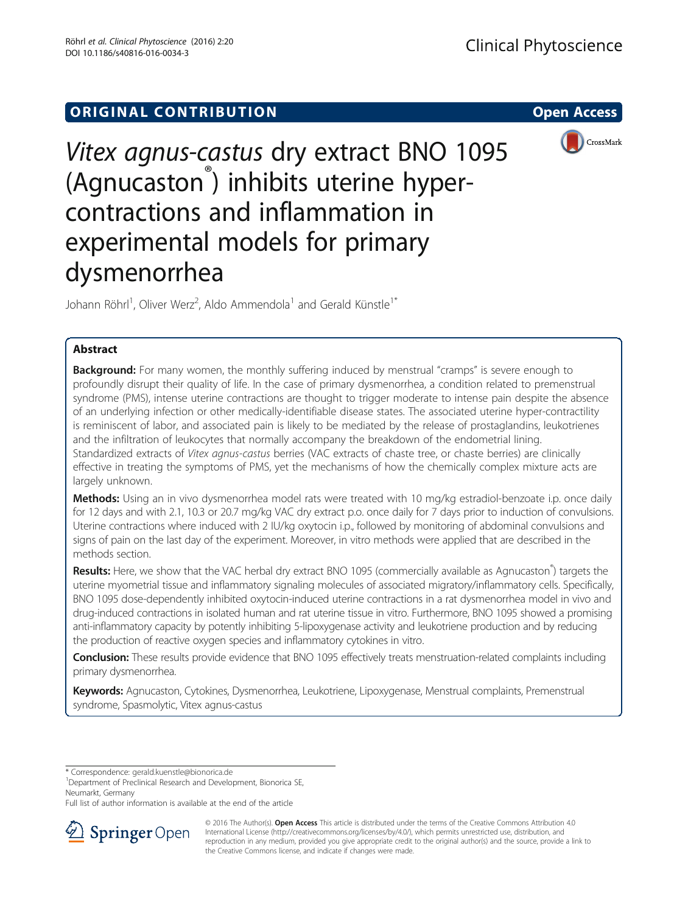ORIGINAL CONTRIBUTION

Open Access

# *Vitex agnus-castus* dry extract BNO 1095 (Agnucaston®) inhibits uterine hyper-contractions and inflammation in experimental models for primary dysmenorrhea

Johann Röhrl[1], Oliver Werz[2], Aldo Ammendola[1] and Gerald Künstle[1*]

## Abstract

**Background:** For many women, the monthly suffering induced by menstrual "cramps" is severe enough to profoundly disrupt their quality of life. In the case of primary dysmenorrhea, a condition related to premenstrual syndrome (PMS), intense uterine contractions are thought to trigger moderate to intense pain despite the absence of an underlying infection or other medically-identifiable disease states. The associated uterine hyper-contractility is reminiscent of labor, and associated pain is likely to be mediated by the release of prostaglandins, leukotrienes and the infiltration of leukocytes that normally accompany the breakdown of the endometrial lining. Standardized extracts of *Vitex agnus-castus* berries (VAC extracts of chaste tree, or chaste berries) are clinically effective in treating the symptoms of PMS, yet the mechanisms of how the chemically complex mixture acts are largely unknown.

**Methods:** Using an in vivo dysmenorrhea model rats were treated with 10 mg/kg estradiol-benzoate i.p. once daily for 12 days and with 2.1, 10.3 or 20.7 mg/kg VAC dry extract p.o. once daily for 7 days prior to induction of convulsions. Uterine contractions where induced with 2 IU/kg oxytocin i.p., followed by monitoring of abdominal convulsions and signs of pain on the last day of the experiment. Moreover, in vitro methods were applied that are described in the methods section.

**Results:** Here, we show that the VAC herbal dry extract BNO 1095 (commercially available as Agnucaston®) targets the uterine myometrial tissue and inflammatory signaling molecules of associated migratory/inflammatory cells. Specifically, BNO 1095 dose-dependently inhibited oxytocin-induced uterine contractions in a rat dysmenorrhea model in vivo and drug-induced contractions in isolated human and rat uterine tissue in vitro. Furthermore, BNO 1095 showed a promising anti-inflammatory capacity by potently inhibiting 5-lipoxygenase activity and leukotriene production and by reducing the production of reactive oxygen species and inflammatory cytokines in vitro.

**Conclusion:** These results provide evidence that BNO 1095 effectively treats menstruation-related complaints including primary dysmenorrhea.

**Keywords:** Agnucaston, Cytokines, Dysmenorrhea, Leukotriene, Lipoxygenase, Menstrual complaints, Premenstrual syndrome, Spasmolytic, Vitex agnus-castus

---

\* Correspondence: gerald.kuenstle@bionorica.de

[1]Department of Preclinical Research and Development, Bionorica SE, Neumarkt, Germany

Full list of author information is available at the end of the article

© 2016 The Author(s). **Open Access** This article is distributed under the terms of the Creative Commons Attribution 4.0 International License (http://creativecommons.org/licenses/by/4.0/), which permits unrestricted use, distribution, and reproduction in any medium, provided you give appropriate credit to the original author(s) and the source, provide a link to the Creative Commons license, and indicate if changes were made.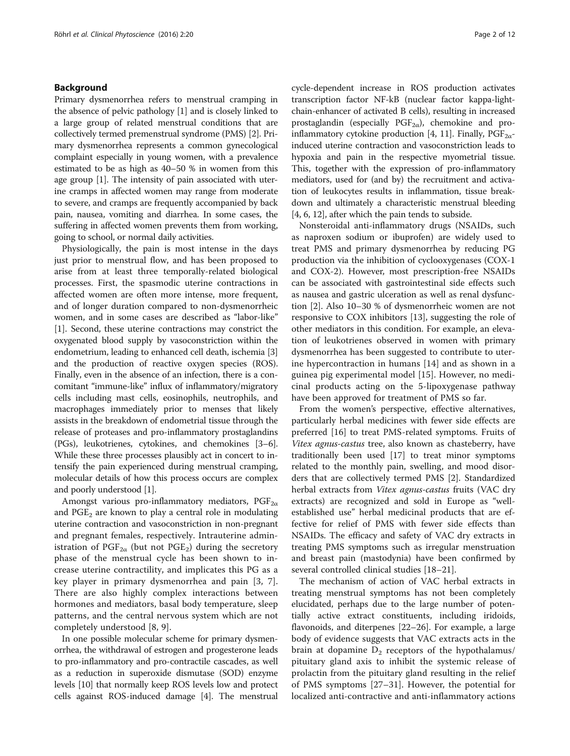## Background

Primary dysmenorrhea refers to menstrual cramping in the absence of pelvic pathology [1] and is closely linked to a large group of related menstrual conditions that are collectively termed premenstrual syndrome (PMS) [2]. Primary dysmenorrhea represents a common gynecological complaint especially in young women, with a prevalence estimated to be as high as 40–50 % in women from this age group [1]. The intensity of pain associated with uterine cramps in affected women may range from moderate to severe, and cramps are frequently accompanied by back pain, nausea, vomiting and diarrhea. In some cases, the suffering in affected women prevents them from working, going to school, or normal daily activities.

Physiologically, the pain is most intense in the days just prior to menstrual flow, and has been proposed to arise from at least three temporally-related biological processes. First, the spasmodic uterine contractions in affected women are often more intense, more frequent, and of longer duration compared to non-dysmenorrheic women, and in some cases are described as "labor-like" [1]. Second, these uterine contractions may constrict the oxygenated blood supply by vasoconstriction within the endometrium, leading to enhanced cell death, ischemia [3] and the production of reactive oxygen species (ROS). Finally, even in the absence of an infection, there is a concomitant "immune-like" influx of inflammatory/migratory cells including mast cells, eosinophils, neutrophils, and macrophages immediately prior to menses that likely assists in the breakdown of endometrial tissue through the release of proteases and pro-inflammatory prostaglandins (PGs), leukotrienes, cytokines, and chemokines [3–6]. While these three processes plausibly act in concert to intensify the pain experienced during menstrual cramping, molecular details of how this process occurs are complex and poorly understood [1].

Amongst various pro-inflammatory mediators, $PGF_{2\alpha}$ and $PGE_2$ are known to play a central role in modulating uterine contraction and vasoconstriction in non-pregnant and pregnant females, respectively. Intrauterine administration of $PGF_{2\alpha}$ (but not $PGE_2$) during the secretory phase of the menstrual cycle has been shown to increase uterine contractility, and implicates this PG as a key player in primary dysmenorrhea and pain [3, 7]. There are also highly complex interactions between hormones and mediators, basal body temperature, sleep patterns, and the central nervous system which are not completely understood [8, 9].

In one possible molecular scheme for primary dysmenorrhea, the withdrawal of estrogen and progesterone leads to pro-inflammatory and pro-contractile cascades, as well as a reduction in superoxide dismutase (SOD) enzyme levels [10] that normally keep ROS levels low and protect cells against ROS-induced damage [4]. The menstrual cycle-dependent increase in ROS production activates transcription factor NF-kB (nuclear factor kappa-light-chain-enhancer of activated B cells), resulting in increased prostaglandin (especially $PGF_{2\alpha}$), chemokine and pro-inflammatory cytokine production [4, 11]. Finally, $PGF_{2\alpha}$-induced uterine contraction and vasoconstriction leads to hypoxia and pain in the respective myometrial tissue. This, together with the expression of pro-inflammatory mediators, used for (and by) the recruitment and activation of leukocytes results in inflammation, tissue breakdown and ultimately a characteristic menstrual bleeding [4, 6, 12], after which the pain tends to subside.

Nonsteroidal anti-inflammatory drugs (NSAIDs, such as naproxen sodium or ibuprofen) are widely used to treat PMS and primary dysmenorrhea by reducing PG production via the inhibition of cyclooxygenases (COX-1 and COX-2). However, most prescription-free NSAIDs can be associated with gastrointestinal side effects such as nausea and gastric ulceration as well as renal dysfunction [2]. Also 10–30 % of dysmenorrheic women are not responsive to COX inhibitors [13], suggesting the role of other mediators in this condition. For example, an elevation of leukotrienes observed in women with primary dysmenorrhea has been suggested to contribute to uterine hypercontraction in humans [14] and as shown in a guinea pig experimental model [15]. However, no medicinal products acting on the 5-lipoxygenase pathway have been approved for treatment of PMS so far.

From the women's perspective, effective alternatives, particularly herbal medicines with fewer side effects are preferred [16] to treat PMS-related symptoms. Fruits of *Vitex agnus-castus* tree, also known as chasteberry, have traditionally been used [17] to treat minor symptoms related to the monthly pain, swelling, and mood disorders that are collectively termed PMS [2]. Standardized herbal extracts from *Vitex agnus-castus* fruits (VAC dry extracts) are recognized and sold in Europe as "well-established use" herbal medicinal products that are effective for relief of PMS with fewer side effects than NSAIDs. The efficacy and safety of VAC dry extracts in treating PMS symptoms such as irregular menstruation and breast pain (mastodynia) have been confirmed by several controlled clinical studies [18–21].

The mechanism of action of VAC herbal extracts in treating menstrual symptoms has not been completely elucidated, perhaps due to the large number of potentially active extract constituents, including iridoids, flavonoids, and diterpenes [22–26]. For example, a large body of evidence suggests that VAC extracts acts in the brain at dopamine $D_2$ receptors of the hypothalamus/pituitary gland axis to inhibit the systemic release of prolactin from the pituitary gland resulting in the relief of PMS symptoms [27–31]. However, the potential for localized anti-contractive and anti-inflammatory actions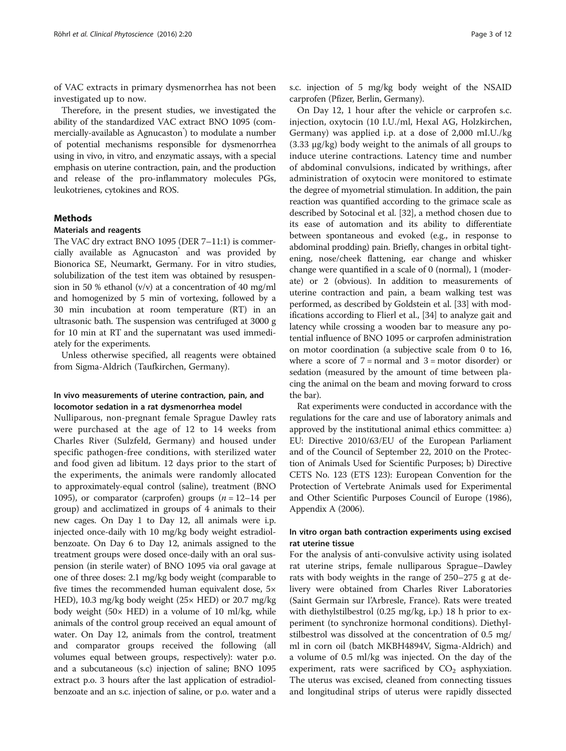of VAC extracts in primary dysmenorrhea has not been investigated up to now.

Therefore, in the present studies, we investigated the ability of the standardized VAC extract BNO 1095 (commercially-available as Agnucaston®) to modulate a number of potential mechanisms responsible for dysmenorrhea using in vivo, in vitro, and enzymatic assays, with a special emphasis on uterine contraction, pain, and the production and release of the pro-inflammatory molecules PGs, leukotrienes, cytokines and ROS.

## Methods

### Materials and reagents

The VAC dry extract BNO 1095 (DER 7–11:1) is commercially available as Agnucaston® and was provided by Bionorica SE, Neumarkt, Germany. For in vitro studies, solubilization of the test item was obtained by resuspension in 50 % ethanol (v/v) at a concentration of 40 mg/ml and homogenized by 5 min of vortexing, followed by a 30 min incubation at room temperature (RT) in an ultrasonic bath. The suspension was centrifuged at 3000 g for 10 min at RT and the supernatant was used immediately for the experiments.

Unless otherwise specified, all reagents were obtained from Sigma-Aldrich (Taufkirchen, Germany).

### In vivo measurements of uterine contraction, pain, and locomotor sedation in a rat dysmenorrhea model

Nulliparous, non-pregnant female Sprague Dawley rats were purchased at the age of 12 to 14 weeks from Charles River (Sulzfeld, Germany) and housed under specific pathogen-free conditions, with sterilized water and food given ad libitum. 12 days prior to the start of the experiments, the animals were randomly allocated to approximately-equal control (saline), treatment (BNO 1095), or comparator (carprofen) groups ($n = 12–14$ per group) and acclimatized in groups of 4 animals to their new cages. On Day 1 to Day 12, all animals were i.p. injected once-daily with 10 mg/kg body weight estradiol-benzoate. On Day 6 to Day 12, animals assigned to the treatment groups were dosed once-daily with an oral suspension (in sterile water) of BNO 1095 via oral gavage at one of three doses: 2.1 mg/kg body weight (comparable to five times the recommended human equivalent dose, 5× HED), 10.3 mg/kg body weight (25× HED) or 20.7 mg/kg body weight (50× HED) in a volume of 10 ml/kg, while animals of the control group received an equal amount of water. On Day 12, animals from the control, treatment and comparator groups received the following (all volumes equal between groups, respectively): water p.o. and a subcutaneous (s.c) injection of saline; BNO 1095 extract p.o. 3 hours after the last application of estradiol-benzoate and an s.c. injection of saline, or p.o. water and a s.c. injection of 5 mg/kg body weight of the NSAID carprofen (Pfizer, Berlin, Germany).

On Day 12, 1 hour after the vehicle or carprofen s.c. injection, oxytocin (10 I.U./ml, Hexal AG, Holzkirchen, Germany) was applied i.p. at a dose of 2,000 mI.U./kg (3.33 μg/kg) body weight to the animals of all groups to induce uterine contractions. Latency time and number of abdominal convulsions, indicated by writhings, after administration of oxytocin were monitored to estimate the degree of myometrial stimulation. In addition, the pain reaction was quantified according to the grimace scale as described by Sotocinal et al. [32], a method chosen due to its ease of automation and its ability to differentiate between spontaneous and evoked (e.g., in response to abdominal prodding) pain. Briefly, changes in orbital tightening, nose/cheek flattening, ear change and whisker change were quantified in a scale of 0 (normal), 1 (moderate) or 2 (obvious). In addition to measurements of uterine contraction and pain, a beam walking test was performed, as described by Goldstein et al. [33] with modifications according to Flierl et al., [34] to analyze gait and latency while crossing a wooden bar to measure any potential influence of BNO 1095 or carprofen administration on motor coordination (a subjective scale from 0 to 16, where a score of 7 = normal and 3 = motor disorder) or sedation (measured by the amount of time between placing the animal on the beam and moving forward to cross the bar).

Rat experiments were conducted in accordance with the regulations for the care and use of laboratory animals and approved by the institutional animal ethics committee: a) EU: Directive 2010/63/EU of the European Parliament and of the Council of September 22, 2010 on the Protection of Animals Used for Scientific Purposes; b) Directive CETS No. 123 (ETS 123): European Convention for the Protection of Vertebrate Animals used for Experimental and Other Scientific Purposes Council of Europe (1986), Appendix A (2006).

### In vitro organ bath contraction experiments using excised rat uterine tissue

For the analysis of anti-convulsive activity using isolated rat uterine strips, female nulliparous Sprague–Dawley rats with body weights in the range of 250–275 g at delivery were obtained from Charles River Laboratories (Saint Germain sur l'Arbresle, France). Rats were treated with diethylstilbestrol (0.25 mg/kg, i.p.) 18 h prior to experiment (to synchronize hormonal conditions). Diethylstilbestrol was dissolved at the concentration of 0.5 mg/ml in corn oil (batch MKBH4894V, Sigma-Aldrich) and a volume of 0.5 ml/kg was injected. On the day of the experiment, rats were sacrificed by $CO_2$ asphyxiation. The uterus was excised, cleaned from connecting tissues and longitudinal strips of uterus were rapidly dissected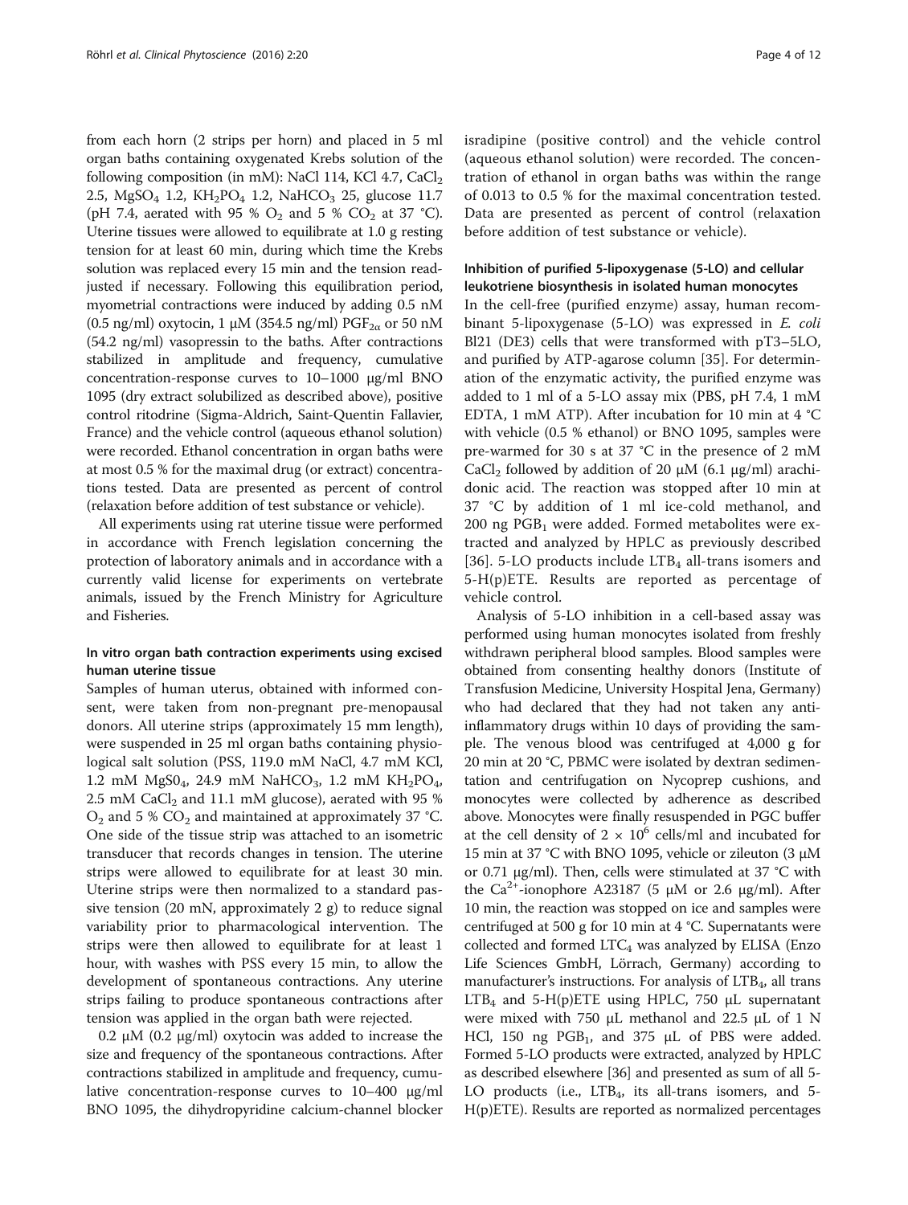from each horn (2 strips per horn) and placed in 5 ml organ baths containing oxygenated Krebs solution of the following composition (in mM): NaCl 114, KCl 4.7, $CaCl_2$ 2.5, $MgSO_4$ 1.2, $KH_2PO_4$ 1.2, $NaHCO_3$ 25, glucose 11.7 (pH 7.4, aerated with 95 % $O_2$ and 5 % $CO_2$ at 37 °C). Uterine tissues were allowed to equilibrate at 1.0 g resting tension for at least 60 min, during which time the Krebs solution was replaced every 15 min and the tension readjusted if necessary. Following this equilibration period, myometrial contractions were induced by adding 0.5 nM (0.5 ng/ml) oxytocin, 1 μM (354.5 ng/ml) $PGF_{2\alpha}$ or 50 nM (54.2 ng/ml) vasopressin to the baths. After contractions stabilized in amplitude and frequency, cumulative concentration-response curves to 10–1000 μg/ml BNO 1095 (dry extract solubilized as described above), positive control ritodrine (Sigma-Aldrich, Saint-Quentin Fallavier, France) and the vehicle control (aqueous ethanol solution) were recorded. Ethanol concentration in organ baths were at most 0.5 % for the maximal drug (or extract) concentrations tested. Data are presented as percent of control (relaxation before addition of test substance or vehicle).

All experiments using rat uterine tissue were performed in accordance with French legislation concerning the protection of laboratory animals and in accordance with a currently valid license for experiments on vertebrate animals, issued by the French Ministry for Agriculture and Fisheries.

### In vitro organ bath contraction experiments using excised human uterine tissue

Samples of human uterus, obtained with informed consent, were taken from non-pregnant pre-menopausal donors. All uterine strips (approximately 15 mm length), were suspended in 25 ml organ baths containing physiological salt solution (PSS, 119.0 mM NaCl, 4.7 mM KCl, 1.2 mM $MgS0_4$, 24.9 mM $NaHCO_3$, 1.2 mM $KH_2PO_4$, 2.5 mM $CaCl_2$ and 11.1 mM glucose), aerated with 95 % $O_2$ and 5 % $CO_2$ and maintained at approximately 37 °C. One side of the tissue strip was attached to an isometric transducer that records changes in tension. The uterine strips were allowed to equilibrate for at least 30 min. Uterine strips were then normalized to a standard passive tension (20 mN, approximately 2 g) to reduce signal variability prior to pharmacological intervention. The strips were then allowed to equilibrate for at least 1 hour, with washes with PSS every 15 min, to allow the development of spontaneous contractions. Any uterine strips failing to produce spontaneous contractions after tension was applied in the organ bath were rejected.

0.2 μM (0.2 μg/ml) oxytocin was added to increase the size and frequency of the spontaneous contractions. After contractions stabilized in amplitude and frequency, cumulative concentration-response curves to 10–400 μg/ml BNO 1095, the dihydropyridine calcium-channel blocker isradipine (positive control) and the vehicle control (aqueous ethanol solution) were recorded. The concentration of ethanol in organ baths was within the range of 0.013 to 0.5 % for the maximal concentration tested. Data are presented as percent of control (relaxation before addition of test substance or vehicle).

### Inhibition of purified 5-lipoxygenase (5-LO) and cellular leukotriene biosynthesis in isolated human monocytes

In the cell-free (purified enzyme) assay, human recombinant 5-lipoxygenase (5-LO) was expressed in *E. coli* Bl21 (DE3) cells that were transformed with pT3–5LO, and purified by ATP-agarose column [35]. For determination of the enzymatic activity, the purified enzyme was added to 1 ml of a 5-LO assay mix (PBS, pH 7.4, 1 mM EDTA, 1 mM ATP). After incubation for 10 min at 4 °C with vehicle (0.5 % ethanol) or BNO 1095, samples were pre-warmed for 30 s at 37 °C in the presence of 2 mM $CaCl_2$ followed by addition of 20 μM (6.1 μg/ml) arachidonic acid. The reaction was stopped after 10 min at 37 °C by addition of 1 ml ice-cold methanol, and 200 ng $PGB_1$ were added. Formed metabolites were extracted and analyzed by HPLC as previously described [36]. 5-LO products include $LTB_4$ all-trans isomers and 5-H(p)ETE. Results are reported as percentage of vehicle control.

Analysis of 5-LO inhibition in a cell-based assay was performed using human monocytes isolated from freshly withdrawn peripheral blood samples. Blood samples were obtained from consenting healthy donors (Institute of Transfusion Medicine, University Hospital Jena, Germany) who had declared that they had not taken any anti-inflammatory drugs within 10 days of providing the sample. The venous blood was centrifuged at 4,000 g for 20 min at 20 °C, PBMC were isolated by dextran sedimentation and centrifugation on Nycoprep cushions, and monocytes were collected by adherence as described above. Monocytes were finally resuspended in PGC buffer at the cell density of $2 \times 10^6$ cells/ml and incubated for 15 min at 37 °C with BNO 1095, vehicle or zileuton (3 μM or 0.71 μg/ml). Then, cells were stimulated at 37 °C with the $Ca^{2+}$-ionophore A23187 (5 μM or 2.6 μg/ml). After 10 min, the reaction was stopped on ice and samples were centrifuged at 500 g for 10 min at 4 °C. Supernatants were collected and formed $LTC_4$ was analyzed by ELISA (Enzo Life Sciences GmbH, Lörrach, Germany) according to manufacturer's instructions. For analysis of $LTB_4$, all trans $LTB_4$ and 5-H(p)ETE using HPLC, 750 μL supernatant were mixed with 750 μL methanol and 22.5 μL of 1 N HCl, 150 ng $PGB_1$, and 375 μL of PBS were added. Formed 5-LO products were extracted, analyzed by HPLC as described elsewhere [36] and presented as sum of all 5-LO products (i.e., $LTB_4$, its all-trans isomers, and 5-H(p)ETE). Results are reported as normalized percentages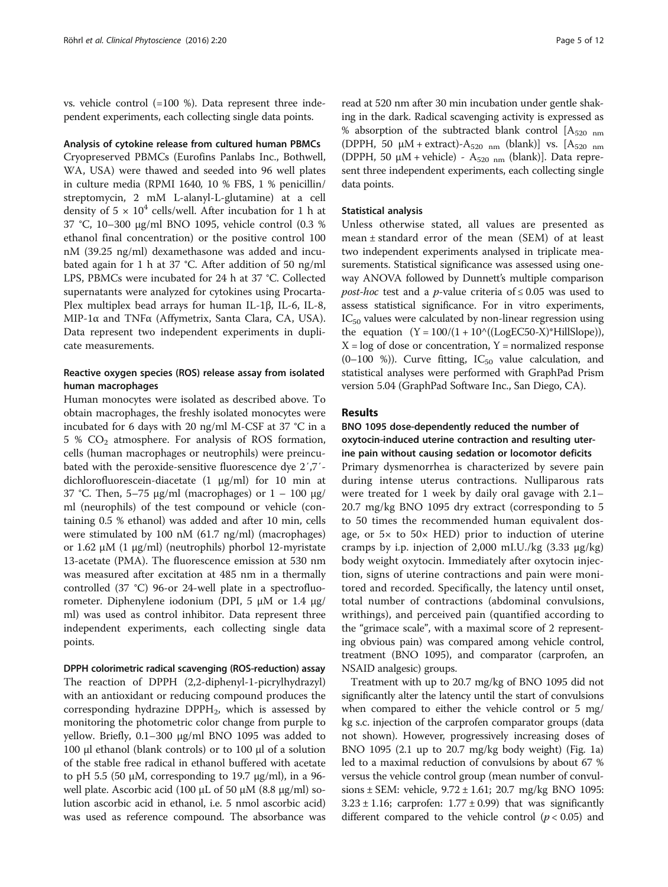vs. vehicle control (=100 %). Data represent three independent experiments, each collecting single data points.

#### Analysis of cytokine release from cultured human PBMCs

Cryopreserved PBMCs (Eurofins Panlabs Inc., Bothwell, WA, USA) were thawed and seeded into 96 well plates in culture media (RPMI 1640, 10 % FBS, 1 % penicillin/streptomycin, 2 mM L-alanyl-L-glutamine) at a cell density of $5 \times 10^4$ cells/well. After incubation for 1 h at 37 °C, 10–300 μg/ml BNO 1095, vehicle control (0.3 % ethanol final concentration) or the positive control 100 nM (39.25 ng/ml) dexamethasone was added and incubated again for 1 h at 37 °C. After addition of 50 ng/ml LPS, PBMCs were incubated for 24 h at 37 °C. Collected supernatants were analyzed for cytokines using Procarta-Plex multiplex bead arrays for human IL-1β, IL-6, IL-8, MIP-1α and TNFα (Affymetrix, Santa Clara, CA, USA). Data represent two independent experiments in duplicate measurements.

#### Reactive oxygen species (ROS) release assay from isolated human macrophages

Human monocytes were isolated as described above. To obtain macrophages, the freshly isolated monocytes were incubated for 6 days with 20 ng/ml M-CSF at 37 °C in a 5 % $CO_2$ atmosphere. For analysis of ROS formation, cells (human macrophages or neutrophils) were preincubated with the peroxide-sensitive fluorescence dye 2′,7′-dichlorofluorescein-diacetate (1 μg/ml) for 10 min at 37 °C. Then, 5–75 μg/ml (macrophages) or 1 – 100 μg/ml (neurophils) of the test compound or vehicle (containing 0.5 % ethanol) was added and after 10 min, cells were stimulated by 100 nM (61.7 ng/ml) (macrophages) or 1.62 μM (1 μg/ml) (neutrophils) phorbol 12-myristate 13-acetate (PMA). The fluorescence emission at 530 nm was measured after excitation at 485 nm in a thermally controlled (37 °C) 96-or 24-well plate in a spectrofluorometer. Diphenylene iodonium (DPI, 5 μM or 1.4 μg/ml) was used as control inhibitor. Data represent three independent experiments, each collecting single data points.

#### DPPH colorimetric radical scavenging (ROS-reduction) assay

The reaction of DPPH (2,2-diphenyl-1-picrylhydrazyl) with an antioxidant or reducing compound produces the corresponding hydrazine $DPPH_2$, which is assessed by monitoring the photometric color change from purple to yellow. Briefly, 0.1–300 μg/ml BNO 1095 was added to 100 μl ethanol (blank controls) or to 100 μl of a solution of the stable free radical in ethanol buffered with acetate to pH 5.5 (50 μM, corresponding to 19.7 μg/ml), in a 96-well plate. Ascorbic acid (100 μL of 50 μM (8.8 μg/ml) solution ascorbic acid in ethanol, i.e. 5 nmol ascorbic acid) was used as reference compound. The absorbance was read at 520 nm after 30 min incubation under gentle shaking in the dark. Radical scavenging activity is expressed as % absorption of the subtracted blank control [$A_{520\ nm}$ (DPPH, 50 μM + extract)-$A_{520\ nm}$ (blank)] vs. [$A_{520\ nm}$ (DPPH, 50 μM + vehicle) - $A_{520\ nm}$ (blank)]. Data represent three independent experiments, each collecting single data points.

#### Statistical analysis

Unless otherwise stated, all values are presented as mean ± standard error of the mean (SEM) of at least two independent experiments analysed in triplicate measurements. Statistical significance was assessed using one-way ANOVA followed by Dunnett's multiple comparison *post-hoc* test and a *p*-value criteria of ≤ 0.05 was used to assess statistical significance. For in vitro experiments, $IC_{50}$ values were calculated by non-linear regression using the equation (Y = 100/(1 + 10^((LogEC50-X)*HillSlope)), X = log of dose or concentration, Y = normalized response (0–100 %)). Curve fitting, $IC_{50}$ value calculation, and statistical analyses were performed with GraphPad Prism version 5.04 (GraphPad Software Inc., San Diego, CA).

## Results

### BNO 1095 dose-dependently reduced the number of oxytocin-induced uterine contraction and resulting uterine pain without causing sedation or locomotor deficits

Primary dysmenorrhea is characterized by severe pain during intense uterus contractions. Nulliparous rats were treated for 1 week by daily oral gavage with 2.1–20.7 mg/kg BNO 1095 dry extract (corresponding to 5 to 50 times the recommended human equivalent dosage, or 5× to 50× HED) prior to induction of uterine cramps by i.p. injection of 2,000 mI.U./kg (3.33 μg/kg) body weight oxytocin. Immediately after oxytocin injection, signs of uterine contractions and pain were monitored and recorded. Specifically, the latency until onset, total number of contractions (abdominal convulsions, writhings), and perceived pain (quantified according to the "grimace scale", with a maximal score of 2 representing obvious pain) was compared among vehicle control, treatment (BNO 1095), and comparator (carprofen, an NSAID analgesic) groups.

Treatment with up to 20.7 mg/kg of BNO 1095 did not significantly alter the latency until the start of convulsions when compared to either the vehicle control or 5 mg/kg s.c. injection of the carprofen comparator groups (data not shown). However, progressively increasing doses of BNO 1095 (2.1 up to 20.7 mg/kg body weight) (Fig. 1a) led to a maximal reduction of convulsions by about 67 % versus the vehicle control group (mean number of convulsions ± SEM: vehicle, 9.72 ± 1.61; 20.7 mg/kg BNO 1095: 3.23 ± 1.16; carprofen: 1.77 ± 0.99) that was significantly different compared to the vehicle control ($p < 0.05$) and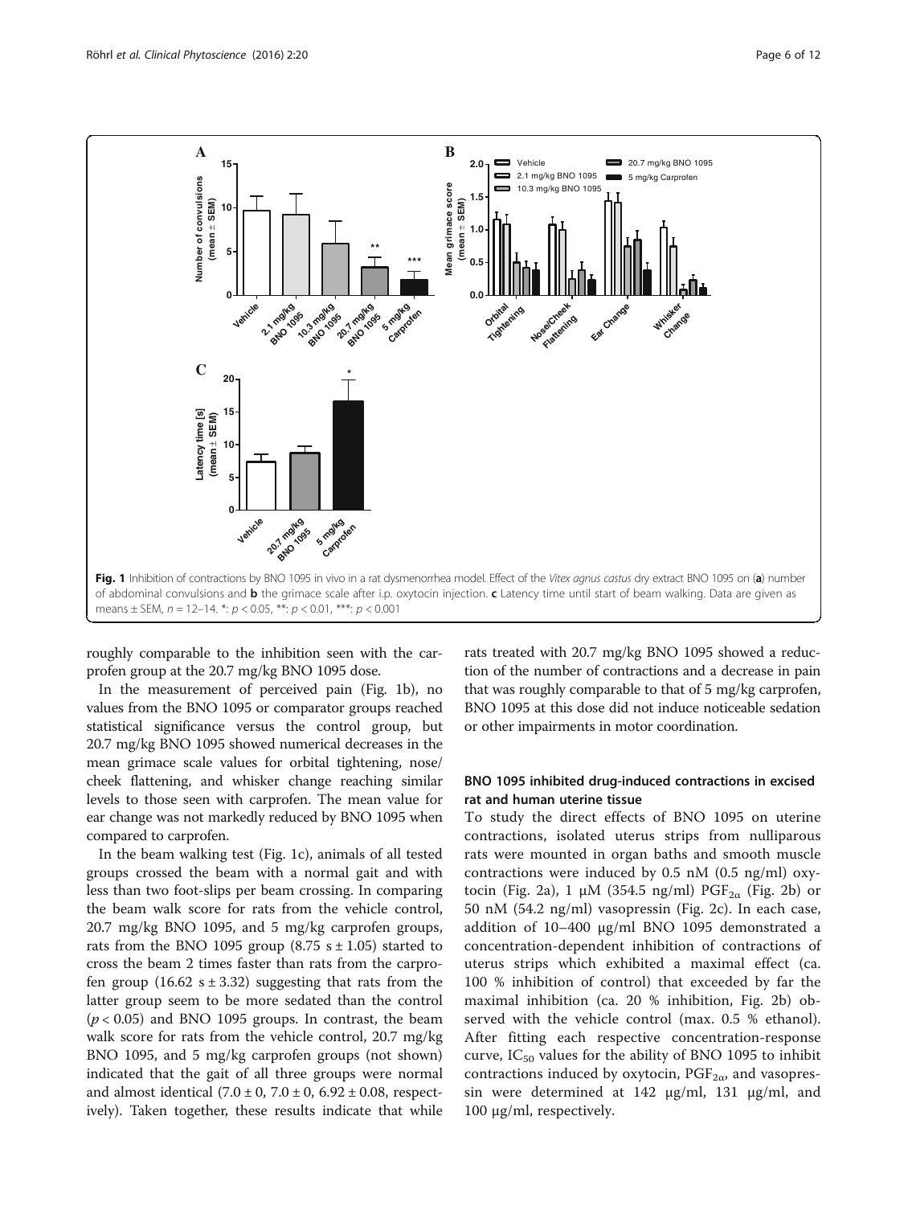Fig. 1 Inhibition of contractions by BNO 1095 in vivo in a rat dysmenorrhea model. Effect of the *Vitex agnus castus* dry extract BNO 1095 on (**a**) number of abdominal convulsions and **b** the grimace scale after i.p. oxytocin injection. **c** Latency time until start of beam walking. Data are given as means ± SEM, $n = 12–14$. *: $p < 0.05$, **: $p < 0.01$, ***: $p < 0.001$

roughly comparable to the inhibition seen with the carprofen group at the 20.7 mg/kg BNO 1095 dose.

In the measurement of perceived pain (Fig. 1b), no values from the BNO 1095 or comparator groups reached statistical significance versus the control group, but 20.7 mg/kg BNO 1095 showed numerical decreases in the mean grimace scale values for orbital tightening, nose/cheek flattening, and whisker change reaching similar levels to those seen with carprofen. The mean value for ear change was not markedly reduced by BNO 1095 when compared to carprofen.

In the beam walking test (Fig. 1c), animals of all tested groups crossed the beam with a normal gait and with less than two foot-slips per beam crossing. In comparing the beam walk score for rats from the vehicle control, 20.7 mg/kg BNO 1095, and 5 mg/kg carprofen groups, rats from the BNO 1095 group (8.75 s ± 1.05) started to cross the beam 2 times faster than rats from the carprofen group (16.62 s ± 3.32) suggesting that rats from the latter group seem to be more sedated than the control ($p < 0.05$) and BNO 1095 groups. In contrast, the beam walk score for rats from the vehicle control, 20.7 mg/kg BNO 1095, and 5 mg/kg carprofen groups (not shown) indicated that the gait of all three groups were normal and almost identical (7.0 ± 0, 7.0 ± 0, 6.92 ± 0.08, respectively). Taken together, these results indicate that while rats treated with 20.7 mg/kg BNO 1095 showed a reduction of the number of contractions and a decrease in pain that was roughly comparable to that of 5 mg/kg carprofen, BNO 1095 at this dose did not induce noticeable sedation or other impairments in motor coordination.

## BNO 1095 inhibited drug-induced contractions in excised rat and human uterine tissue

To study the direct effects of BNO 1095 on uterine contractions, isolated uterus strips from nulliparous rats were mounted in organ baths and smooth muscle contractions were induced by 0.5 nM (0.5 ng/ml) oxytocin (Fig. 2a), 1 μM (354.5 ng/ml) $PGF_{2\alpha}$ (Fig. 2b) or 50 nM (54.2 ng/ml) vasopressin (Fig. 2c). In each case, addition of 10–400 μg/ml BNO 1095 demonstrated a concentration-dependent inhibition of contractions of uterus strips which exhibited a maximal effect (ca. 100 % inhibition of control) that exceeded by far the maximal inhibition (ca. 20 % inhibition, Fig. 2b) observed with the vehicle control (max. 0.5 % ethanol). After fitting each respective concentration-response curve, $IC_{50}$ values for the ability of BNO 1095 to inhibit contractions induced by oxytocin, $PGF_{2\alpha}$, and vasopressin were determined at 142 μg/ml, 131 μg/ml, and 100 μg/ml, respectively.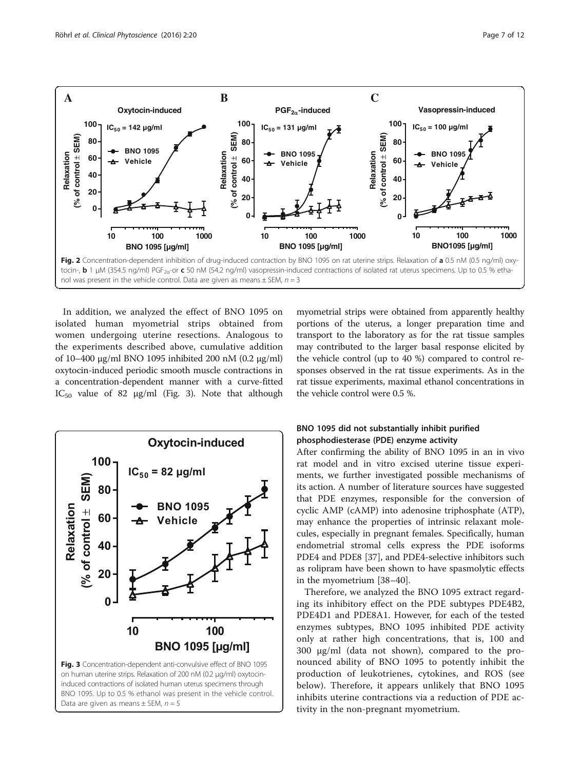**Fig. 2** Concentration-dependent inhibition of drug-induced contraction by BNO 1095 on rat uterine strips. Relaxation of **a** 0.5 nM (0.5 ng/ml) oxytocin-, **b** 1 μM (354.5 ng/ml) $PGF_{2\alpha}$-or **c** 50 nM (54.2 ng/ml) vasopressin-induced contractions of isolated rat uterus specimens. Up to 0.5 % ethanol was present in the vehicle control. Data are given as means ± SEM, $n = 3$

In addition, we analyzed the effect of BNO 1095 on isolated human myometrial strips obtained from women undergoing uterine resections. Analogous to the experiments described above, cumulative addition of 10–400 μg/ml BNO 1095 inhibited 200 nM (0.2 μg/ml) oxytocin-induced periodic smooth muscle contractions in a concentration-dependent manner with a curve-fitted $IC_{50}$ value of 82 μg/ml (Fig. 3). Note that although myometrial strips were obtained from apparently healthy portions of the uterus, a longer preparation time and transport to the laboratory as for the rat tissue samples may contributed to the larger basal response elicited by the vehicle control (up to 40 %) compared to control responses observed in the rat tissue experiments. As in the rat tissue experiments, maximal ethanol concentrations in the vehicle control were 0.5 %.

**Fig. 3** Concentration-dependent anti-convulsive effect of BNO 1095 on human uterine strips. Relaxation of 200 nM (0.2 μg/ml) oxytocin-induced contractions of isolated human uterus specimens through BNO 1095. Up to 0.5 % ethanol was present in the vehicle control. Data are given as means ± SEM, $n = 5$

### BNO 1095 did not substantially inhibit purified phosphodiesterase (PDE) enzyme activity

After confirming the ability of BNO 1095 in an in vivo rat model and in vitro excised uterine tissue experiments, we further investigated possible mechanisms of its action. A number of literature sources have suggested that PDE enzymes, responsible for the conversion of cyclic AMP (cAMP) into adenosine triphosphate (ATP), may enhance the properties of intrinsic relaxant molecules, especially in pregnant females. Specifically, human endometrial stromal cells express the PDE isoforms PDE4 and PDE8 [37], and PDE4-selective inhibitors such as rolipram have been shown to have spasmolytic effects in the myometrium [38–40].

Therefore, we analyzed the BNO 1095 extract regarding its inhibitory effect on the PDE subtypes PDE4B2, PDE4D1 and PDE8A1. However, for each of the tested enzymes subtypes, BNO 1095 inhibited PDE activity only at rather high concentrations, that is, 100 and 300 μg/ml (data not shown), compared to the pronounced ability of BNO 1095 to potently inhibit the production of leukotrienes, cytokines, and ROS (see below). Therefore, it appears unlikely that BNO 1095 inhibits uterine contractions via a reduction of PDE activity in the non-pregnant myometrium.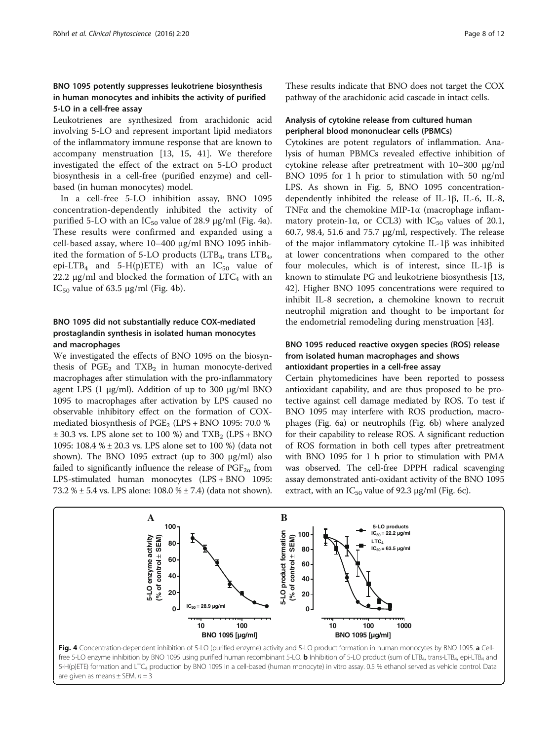### BNO 1095 potently suppresses leukotriene biosynthesis in human monocytes and inhibits the activity of purified 5-LO in a cell-free assay

Leukotrienes are synthesized from arachidonic acid involving 5-LO and represent important lipid mediators of the inflammatory immune response that are known to accompany menstruation [13, 15, 41]. We therefore investigated the effect of the extract on 5-LO product biosynthesis in a cell-free (purified enzyme) and cell-based (in human monocytes) model.

In a cell-free 5-LO inhibition assay, BNO 1095 concentration-dependently inhibited the activity of purified 5-LO with an $IC_{50}$ value of 28.9 μg/ml (Fig. 4a). These results were confirmed and expanded using a cell-based assay, where 10–400 μg/ml BNO 1095 inhibited the formation of 5-LO products ($LTB_4$, trans $LTB_4$, epi-$LTB_4$ and 5-H(p)ETE) with an $IC_{50}$ value of 22.2 μg/ml and blocked the formation of $LTC_4$ with an $IC_{50}$ value of 63.5 μg/ml (Fig. 4b).

### BNO 1095 did not substantially reduce COX-mediated prostaglandin synthesis in isolated human monocytes and macrophages

We investigated the effects of BNO 1095 on the biosynthesis of $PGE_2$ and $TXB_2$ in human monocyte-derived macrophages after stimulation with the pro-inflammatory agent LPS (1 μg/ml). Addition of up to 300 μg/ml BNO 1095 to macrophages after activation by LPS caused no observable inhibitory effect on the formation of COX-mediated biosynthesis of $PGE_2$ (LPS + BNO 1095: 70.0 % ± 30.3 vs. LPS alone set to 100 %) and $TXB_2$ (LPS + BNO 1095: 108.4 % ± 20.3 vs. LPS alone set to 100 %) (data not shown). The BNO 1095 extract (up to 300 μg/ml) also failed to significantly influence the release of $PGF_{2\alpha}$ from LPS-stimulated human monocytes (LPS + BNO 1095: 73.2 % ± 5.4 vs. LPS alone: 108.0 % ± 7.4) (data not shown). These results indicate that BNO does not target the COX pathway of the arachidonic acid cascade in intact cells.

### Analysis of cytokine release from cultured human peripheral blood mononuclear cells (PBMCs)

Cytokines are potent regulators of inflammation. Analysis of human PBMCs revealed effective inhibition of cytokine release after pretreatment with 10–300 μg/ml BNO 1095 for 1 h prior to stimulation with 50 ng/ml LPS. As shown in Fig. 5, BNO 1095 concentration-dependently inhibited the release of IL-1β, IL-6, IL-8, TNFα and the chemokine MIP-1α (macrophage inflammatory protein-1α, or CCL3) with $IC_{50}$ values of 20.1, 60.7, 98.4, 51.6 and 75.7 μg/ml, respectively. The release of the major inflammatory cytokine IL-1β was inhibited at lower concentrations when compared to the other four molecules, which is of interest, since IL-1β is known to stimulate PG and leukotriene biosynthesis [13, 42]. Higher BNO 1095 concentrations were required to inhibit IL-8 secretion, a chemokine known to recruit neutrophil migration and thought to be important for the endometrial remodeling during menstruation [43].

### BNO 1095 reduced reactive oxygen species (ROS) release from isolated human macrophages and shows antioxidant properties in a cell-free assay

Certain phytomedicines have been reported to possess antioxidant capability, and are thus proposed to be protective against cell damage mediated by ROS. To test if BNO 1095 may interfere with ROS production, macrophages (Fig. 6a) or neutrophils (Fig. 6b) where analyzed for their capability to release ROS. A significant reduction of ROS formation in both cell types after pretreatment with BNO 1095 for 1 h prior to stimulation with PMA was observed. The cell-free DPPH radical scavenging assay demonstrated anti-oxidant activity of the BNO 1095 extract, with an $IC_{50}$ value of 92.3 μg/ml (Fig. 6c).

**Fig. 4** Concentration-dependent inhibition of 5-LO (purified enzyme) activity and 5-LO product formation in human monocytes by BNO 1095. **a** Cell-free 5-LO enzyme inhibition by BNO 1095 using purified human recombinant 5-LO. **b** Inhibition of 5-LO product (sum of $LTB_4$, trans-$LTB_4$, epi-$LTB_4$ and 5-H(p)ETE) formation and $LTC_4$ production by BNO 1095 in a cell-based (human monocyte) in vitro assay. 0.5 % ethanol served as vehicle control. Data are given as means ± SEM, $n = 3$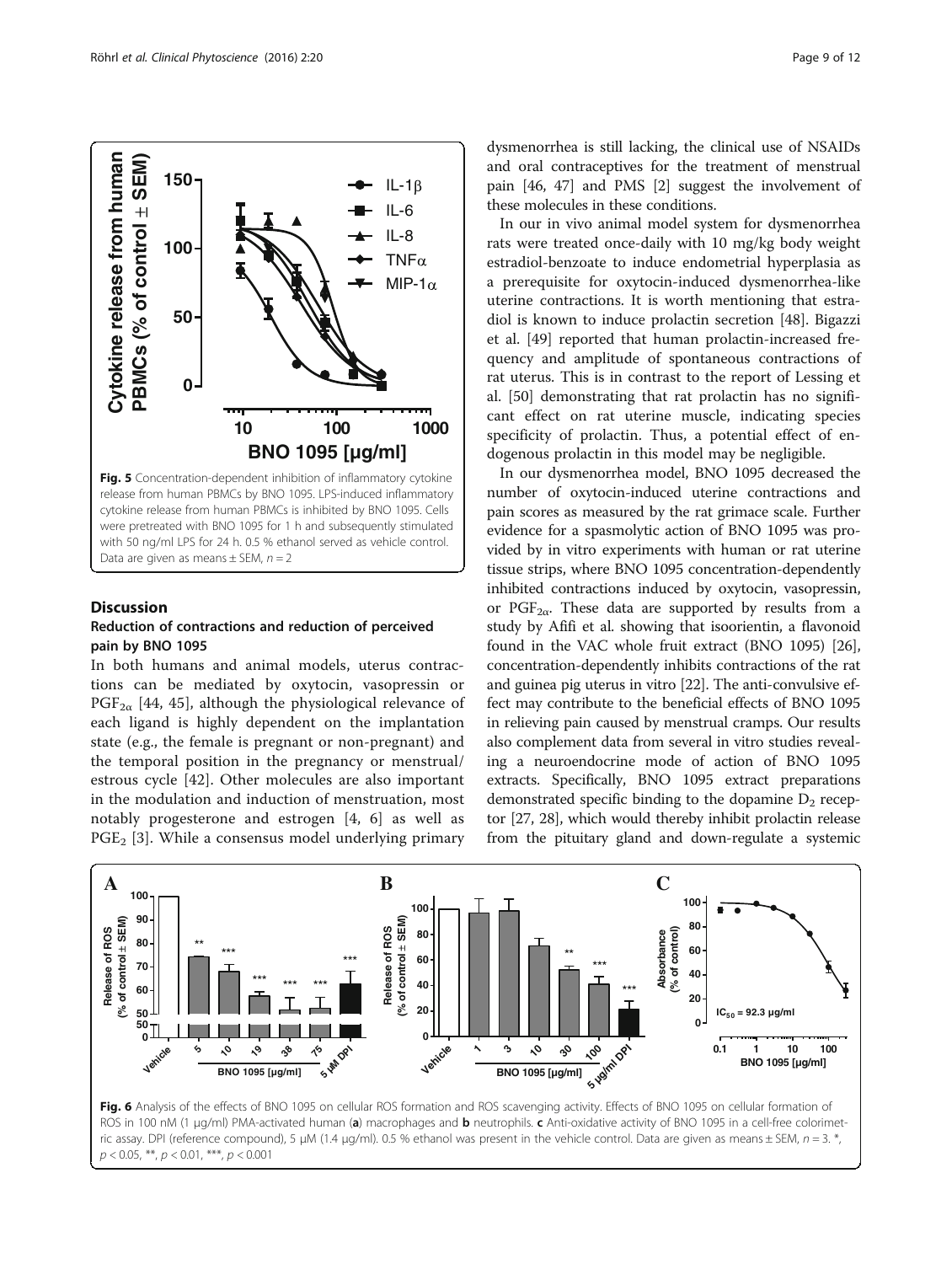Fig. 5 Concentration-dependent inhibition of inflammatory cytokine release from human PBMCs by BNO 1095. LPS-induced inflammatory cytokine release from human PBMCs is inhibited by BNO 1095. Cells were pretreated with BNO 1095 for 1 h and subsequently stimulated with 50 ng/ml LPS for 24 h. 0.5 % ethanol served as vehicle control. Data are given as means ± SEM, $n = 2$

## Discussion

### Reduction of contractions and reduction of perceived pain by BNO 1095

In both humans and animal models, uterus contractions can be mediated by oxytocin, vasopressin or $PGF_{2\alpha}$ [44, 45], although the physiological relevance of each ligand is highly dependent on the implantation state (e.g., the female is pregnant or non-pregnant) and the temporal position in the pregnancy or menstrual/estrous cycle [42]. Other molecules are also important in the modulation and induction of menstruation, most notably progesterone and estrogen [4, 6] as well as $PGE_2$ [3]. While a consensus model underlying primary dysmenorrhea is still lacking, the clinical use of NSAIDs and oral contraceptives for the treatment of menstrual pain [46, 47] and PMS [2] suggest the involvement of these molecules in these conditions.

In our in vivo animal model system for dysmenorrhea rats were treated once-daily with 10 mg/kg body weight estradiol-benzoate to induce endometrial hyperplasia as a prerequisite for oxytocin-induced dysmenorrhea-like uterine contractions. It is worth mentioning that estradiol is known to induce prolactin secretion [48]. Bigazzi et al. [49] reported that human prolactin-increased frequency and amplitude of spontaneous contractions of rat uterus. This is in contrast to the report of Lessing et al. [50] demonstrating that rat prolactin has no significant effect on rat uterine muscle, indicating species specificity of prolactin. Thus, a potential effect of endogenous prolactin in this model may be negligible.

In our dysmenorrhea model, BNO 1095 decreased the number of oxytocin-induced uterine contractions and pain scores as measured by the rat grimace scale. Further evidence for a spasmolytic action of BNO 1095 was provided by in vitro experiments with human or rat uterine tissue strips, where BNO 1095 concentration-dependently inhibited contractions induced by oxytocin, vasopressin, or $PGF_{2\alpha}$. These data are supported by results from a study by Afifi et al. showing that isoorientin, a flavonoid found in the VAC whole fruit extract (BNO 1095) [26], concentration-dependently inhibits contractions of the rat and guinea pig uterus in vitro [22]. The anti-convulsive effect may contribute to the beneficial effects of BNO 1095 in relieving pain caused by menstrual cramps. Our results also complement data from several in vitro studies revealing a neuroendocrine mode of action of BNO 1095 extracts. Specifically, BNO 1095 extract preparations demonstrated specific binding to the dopamine $D_2$ receptor [27, 28], which would thereby inhibit prolactin release from the pituitary gland and down-regulate a systemic

Fig. 6 Analysis of the effects of BNO 1095 on cellular ROS formation and ROS scavenging activity. Effects of BNO 1095 on cellular formation of ROS in 100 nM (1 μg/ml) PMA-activated human (**a**) macrophages and **b** neutrophils. **c** Anti-oxidative activity of BNO 1095 in a cell-free colorimetric assay. DPI (reference compound), 5 μM (1.4 μg/ml). 0.5 % ethanol was present in the vehicle control. Data are given as means ± SEM, $n = 3$. *, $p < 0.05$, **, $p < 0.01$, ***, $p < 0.001$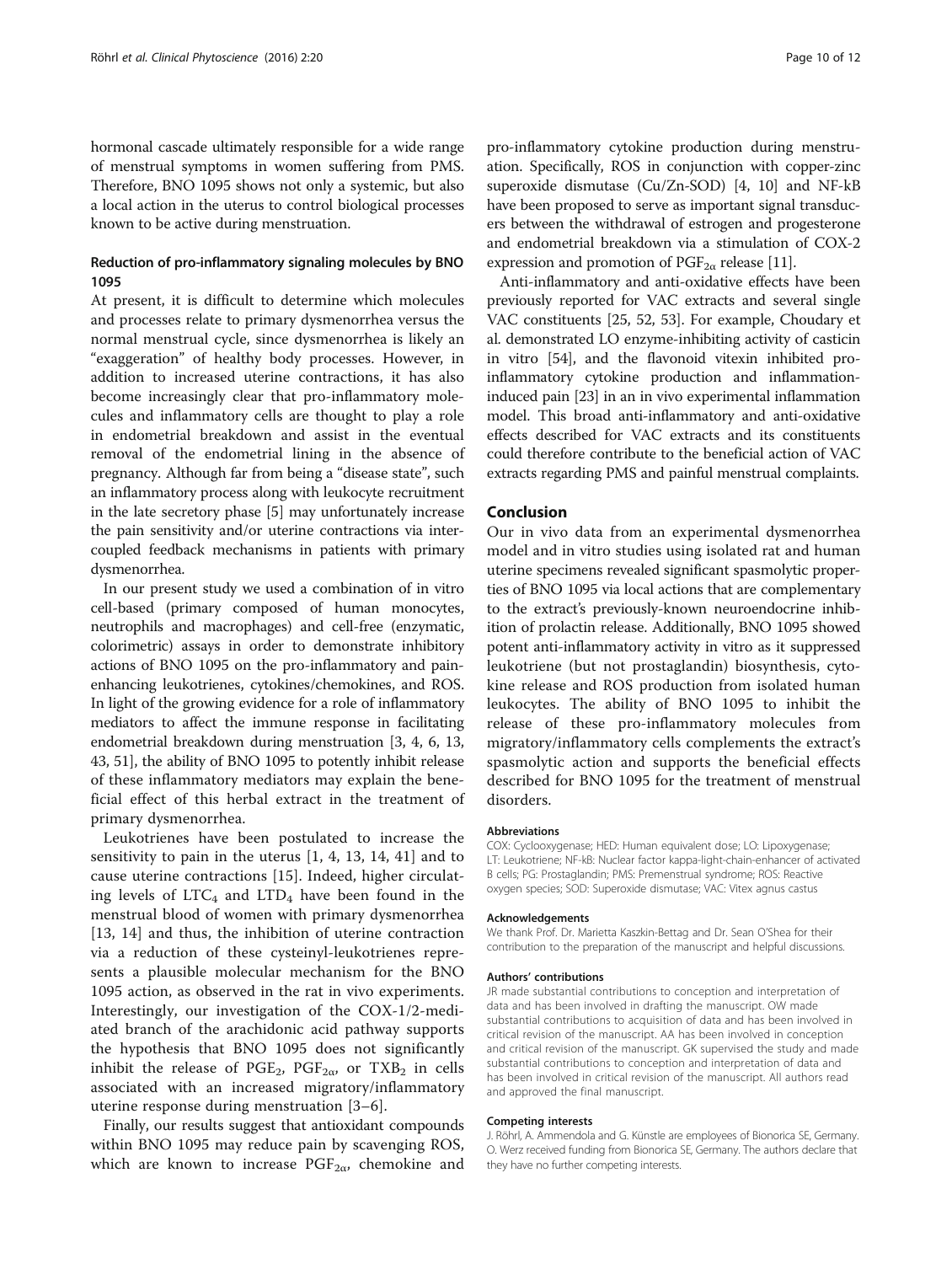hormonal cascade ultimately responsible for a wide range of menstrual symptoms in women suffering from PMS. Therefore, BNO 1095 shows not only a systemic, but also a local action in the uterus to control biological processes known to be active during menstruation.

### Reduction of pro-inflammatory signaling molecules by BNO 1095

At present, it is difficult to determine which molecules and processes relate to primary dysmenorrhea versus the normal menstrual cycle, since dysmenorrhea is likely an "exaggeration" of healthy body processes. However, in addition to increased uterine contractions, it has also become increasingly clear that pro-inflammatory molecules and inflammatory cells are thought to play a role in endometrial breakdown and assist in the eventual removal of the endometrial lining in the absence of pregnancy. Although far from being a "disease state", such an inflammatory process along with leukocyte recruitment in the late secretory phase [5] may unfortunately increase the pain sensitivity and/or uterine contractions via intercoupled feedback mechanisms in patients with primary dysmenorrhea.

In our present study we used a combination of in vitro cell-based (primary composed of human monocytes, neutrophils and macrophages) and cell-free (enzymatic, colorimetric) assays in order to demonstrate inhibitory actions of BNO 1095 on the pro-inflammatory and pain-enhancing leukotrienes, cytokines/chemokines, and ROS. In light of the growing evidence for a role of inflammatory mediators to affect the immune response in facilitating endometrial breakdown during menstruation [3, 4, 6, 13, 43, 51], the ability of BNO 1095 to potently inhibit release of these inflammatory mediators may explain the beneficial effect of this herbal extract in the treatment of primary dysmenorrhea.

Leukotrienes have been postulated to increase the sensitivity to pain in the uterus [1, 4, 13, 14, 41] and to cause uterine contractions [15]. Indeed, higher circulating levels of $LTC_4$ and $LTD_4$ have been found in the menstrual blood of women with primary dysmenorrhea [13, 14] and thus, the inhibition of uterine contraction via a reduction of these cysteinyl-leukotrienes represents a plausible molecular mechanism for the BNO 1095 action, as observed in the rat in vivo experiments. Interestingly, our investigation of the COX-1/2-mediated branch of the arachidonic acid pathway supports the hypothesis that BNO 1095 does not significantly inhibit the release of $PGE_2$, $PGF_{2\alpha}$, or $TXB_2$ in cells associated with an increased migratory/inflammatory uterine response during menstruation [3–6].

Finally, our results suggest that antioxidant compounds within BNO 1095 may reduce pain by scavenging ROS, which are known to increase $PGF_{2\alpha}$, chemokine and pro-inflammatory cytokine production during menstruation. Specifically, ROS in conjunction with copper-zinc superoxide dismutase (Cu/Zn-SOD) [4, 10] and NF-kB have been proposed to serve as important signal transducers between the withdrawal of estrogen and progesterone and endometrial breakdown via a stimulation of COX-2 expression and promotion of $PGF_{2\alpha}$ release [11].

Anti-inflammatory and anti-oxidative effects have been previously reported for VAC extracts and several single VAC constituents [25, 52, 53]. For example, Choudary et al. demonstrated LO enzyme-inhibiting activity of casticin in vitro [54], and the flavonoid vitexin inhibited pro-inflammatory cytokine production and inflammation-induced pain [23] in an in vivo experimental inflammation model. This broad anti-inflammatory and anti-oxidative effects described for VAC extracts and its constituents could therefore contribute to the beneficial action of VAC extracts regarding PMS and painful menstrual complaints.

## Conclusion

Our in vivo data from an experimental dysmenorrhea model and in vitro studies using isolated rat and human uterine specimens revealed significant spasmolytic properties of BNO 1095 via local actions that are complementary to the extract's previously-known neuroendocrine inhibition of prolactin release. Additionally, BNO 1095 showed potent anti-inflammatory activity in vitro as it suppressed leukotriene (but not prostaglandin) biosynthesis, cytokine release and ROS production from isolated human leukocytes. The ability of BNO 1095 to inhibit the release of these pro-inflammatory molecules from migratory/inflammatory cells complements the extract's spasmolytic action and supports the beneficial effects described for BNO 1095 for the treatment of menstrual disorders.

#### Abbreviations

COX: Cyclooxygenase; HED: Human equivalent dose; LO: Lipoxygenase; LT: Leukotriene; NF-kB: Nuclear factor kappa-light-chain-enhancer of activated B cells; PG: Prostaglandin; PMS: Premenstrual syndrome; ROS: Reactive oxygen species; SOD: Superoxide dismutase; VAC: Vitex agnus castus

#### Acknowledgements

We thank Prof. Dr. Marietta Kaszkin-Bettag and Dr. Sean O'Shea for their contribution to the preparation of the manuscript and helpful discussions.

#### Authors' contributions

JR made substantial contributions to conception and interpretation of data and has been involved in drafting the manuscript. OW made substantial contributions to acquisition of data and has been involved in critical revision of the manuscript. AA has been involved in conception and critical revision of the manuscript. GK supervised the study and made substantial contributions to conception and interpretation of data and has been involved in critical revision of the manuscript. All authors read and approved the final manuscript.

#### Competing interests

J. Röhrl, A. Ammendola and G. Künstle are employees of Bionorica SE, Germany. O. Werz received funding from Bionorica SE, Germany. The authors declare that they have no further competing interests.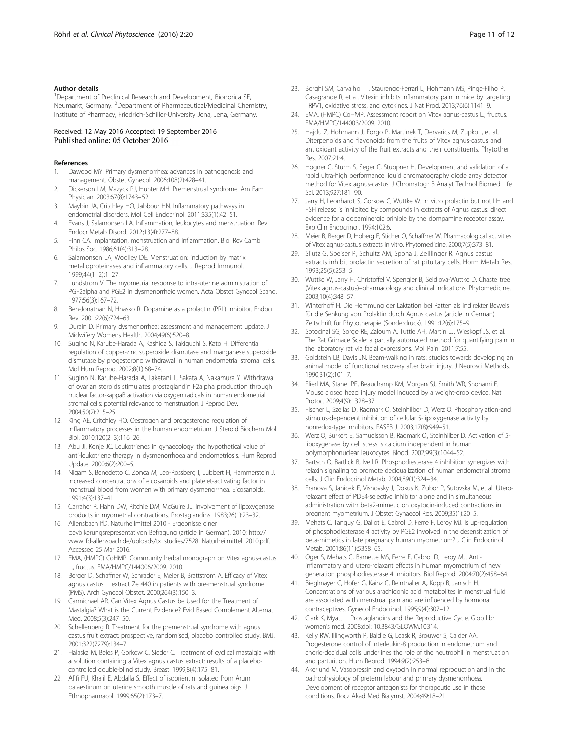#### Author details

[1]Department of Preclinical Research and Development, Bionorica SE, Neumarkt, Germany. [2]Department of Pharmaceutical/Medicinal Chemistry, Institute of Pharmacy, Friedrich-Schiller-University Jena, Jena, Germany.

Received: 12 May 2016 Accepted: 19 September 2016
Published online: 05 October 2016

#### References

1. Dawood MY. Primary dysmenorrhea: advances in pathogenesis and management. Obstet Gynecol. 2006;108(2):428–41.
2. Dickerson LM, Mazyck PJ, Hunter MH. Premenstrual syndrome. Am Fam Physician. 2003;67(8):1743–52.
3. Maybin JA, Critchley HO, Jabbour HN. Inflammatory pathways in endometrial disorders. Mol Cell Endocrinol. 2011;335(1):42–51.
4. Evans J, Salamonsen LA. Inflammation, leukocytes and menstruation. Rev Endocr Metab Disord. 2012;13(4):277–88.
5. Finn CA. Implantation, menstruation and inflammation. Biol Rev Camb Philos Soc. 1986;61(4):313–28.
6. Salamonsen LA, Woolley DE. Menstruation: induction by matrix metalloproteinases and inflammatory cells. J Reprod Immunol. 1999;44(1–2):1–27.
7. Lundstrom V. The myometrial response to intra-uterine administration of PGF2alpha and PGE2 in dysmenorrheic women. Acta Obstet Gynecol Scand. 1977;56(3):167–72.
8. Ben-Jonathan N, Hnasko R. Dopamine as a prolactin (PRL) inhibitor. Endocr Rev. 2001;22(6):724–63.
9. Durain D. Primary dysmenorrhea: assessment and management update. J Midwifery Womens Health. 2004;49(6):520–8.
10. Sugino N, Karube-Harada A, Kashida S, Takiguchi S, Kato H. Differential regulation of copper-zinc superoxide dismutase and manganese superoxide dismutase by progesterone withdrawal in human endometrial stromal cells. Mol Hum Reprod. 2002;8(1):68–74.
11. Sugino N, Karube-Harada A, Taketani T, Sakata A, Nakamura Y. Withdrawal of ovarian steroids stimulates prostaglandin F2alpha production through nuclear factor-kappaB activation via oxygen radicals in human endometrial stromal cells: potential relevance to menstruation. J Reprod Dev. 2004;50(2):215–25.
12. King AE, Critchley HO. Oestrogen and progesterone regulation of inflammatory processes in the human endometrium. J Steroid Biochem Mol Biol. 2010;120(2–3):116–26.
13. Abu JI, Konje JC. Leukotrienes in gynaecology: the hypothetical value of anti-leukotriene therapy in dysmenorrhoea and endometriosis. Hum Reprod Update. 2000;6(2):200–5.
14. Nigam S, Benedetto C, Zonca M, Leo-Rossberg I, Lubbert H, Hammerstein J. Increased concentrations of eicosanoids and platelet-activating factor in menstrual blood from women with primary dysmenorrhea. Eicosanoids. 1991;4(3):137–41.
15. Carraher R, Hahn DW, Ritchie DM, McGuire JL. Involvement of lipoxygenase products in myometrial contractions. Prostaglandins. 1983;26(1):23–32.
16. Allensbach IfD. Naturheilmittel 2010 - Ergebnisse einer bevölkerungsrepresentativen Befragung (article in German). 2010; http://www.ifd-allensbach.de/uploads/tx_studies/7528_Naturheilmittel_2010.pdf. Accessed 25 Mar 2016.
17. EMA, (HMPC) CoHMP. Community herbal monograph on Vitex agnus-castus L., fructus. EMA/HMPC/144006/2009. 2010.
18. Berger D, Schaffner W, Schrader E, Meier B, Brattstrom A. Efficacy of Vitex agnus castus L. extract Ze 440 in patients with pre-menstrual syndrome (PMS). Arch Gynecol Obstet. 2000;264(3):150–3.
19. Carmichael AR. Can Vitex Agnus Castus be Used for the Treatment of Mastalgia? What is the Current Evidence? Evid Based Complement Alternat Med. 2008;5(3):247–50.
20. Schellenberg R. Treatment for the premenstrual syndrome with agnus castus fruit extract: prospective, randomised, placebo controlled study. BMJ. 2001;322(7279):134–7.
21. Halaska M, Beles P, Gorkow C, Sieder C. Treatment of cyclical mastalgia with a solution containing a Vitex agnus castus extract: results of a placebo-controlled double-blind study. Breast. 1999;8(4):175–81.
22. Afifi FU, Khalil E, Abdalla S. Effect of isoorientin isolated from Arum palaestinum on uterine smooth muscle of rats and guinea pigs. J Ethnopharmacol. 1999;65(2):173–7.
23. Borghi SM, Carvalho TT, Staurengo-Ferrari L, Hohmann MS, Pinge-Filho P, Casagrande R, et al. Vitexin inhibits inflammatory pain in mice by targeting TRPV1, oxidative stress, and cytokines. J Nat Prod. 2013;76(6):1141–9.
24. EMA, (HMPC) CoHMP. Assessment report on Vitex agnus-castus L., fructus. EMA/HMPC/144003/2009. 2010.
25. Hajdu Z, Hohmann J, Forgo P, Martinek T, Dervarics M, Zupko I, et al. Diterpenoids and flavonoids from the fruits of Vitex agnus-castus and antioxidant activity of the fruit extracts and their constituents. Phytother Res. 2007;21:4.
26. Hogner C, Sturm S, Seger C, Stuppner H. Development and validation of a rapid ultra-high performance liquid chromatography diode array detector method for Vitex agnus-castus. J Chromatogr B Analyt Technol Biomed Life Sci. 2013;927:181–90.
27. Jarry H, Leonhardt S, Gorkow C, Wuttke W. In vitro prolactin but not LH and FSH release is inhibited by compounds in extracts of Agnus castus: direct evidence for a dopaminergic priniple by the dompamine receptor assay. Exp Clin Endocrinol. 1994;102:6.
28. Meier B, Berger D, Hoberg E, Sticher O, Schaffner W. Pharmacological activities of Vitex agnus-castus extracts in vitro. Phytomedicine. 2000;7(5):373–81.
29. Sliutz G, Speiser P, Schultz AM, Spona J, Zeillinger R. Agnus castus extracts inhibit prolactin secretion of rat pituitary cells. Horm Metab Res. 1993;25(5):253–5.
30. Wuttke W, Jarry H, Christoffel V, Spengler B, Seidlova-Wuttke D. Chaste tree (Vitex agnus-castus)–pharmacology and clinical indications. Phytomedicine. 2003;10(4):348–57.
31. Winterhoff H. Die Hemmung der Laktation bei Ratten als indirekter Beweis für die Senkung von Prolaktin durch Agnus castus (article in German). Zeitschrift für Phytotherapie (Sonderdruck). 1991;12(6):175–9.
32. Sotocinal SG, Sorge RE, Zaloum A, Tuttle AH, Martin LJ, Wieskopf JS, et al. The Rat Grimace Scale: a partially automated method for quantifying pain in the laboratory rat via facial expressions. Mol Pain. 2011;7:55.
33. Goldstein LB, Davis JN. Beam-walking in rats: studies towards developing an animal model of functional recovery after brain injury. J Neurosci Methods. 1990;31(2):101–7.
34. Flierl MA, Stahel PF, Beauchamp KM, Morgan SJ, Smith WR, Shohami E. Mouse closed head injury model induced by a weight-drop device. Nat Protoc. 2009;4(9):1328–37.
35. Fischer L, Szellas D, Radmark O, Steinhilber D, Werz O. Phosphorylation-and stimulus-dependent inhibition of cellular 5-lipoxygenase activity by nonredox-type inhibitors. FASEB J. 2003;17(8):949–51.
36. Werz O, Burkert E, Samuelsson B, Radmark O, Steinhilber D. Activation of 5-lipoxygenase by cell stress is calcium independent in human polymorphonuclear leukocytes. Blood. 2002;99(3):1044–52.
37. Bartsch O, Bartlick B, Ivell R. Phosphodiesterase 4 inhibition synergizes with relaxin signaling to promote decidualization of human endometrial stromal cells. J Clin Endocrinol Metab. 2004;89(1):324–34.
38. Franova S, Janicek F, Visnovsky J, Dokus K, Zubor P, Sutovska M, et al. Utero-relaxant effect of PDE4-selective inhibitor alone and in simultaneous administration with beta2-mimetic on oxytocin-induced contractions in pregnant myometrium. J Obstet Gynaecol Res. 2009;35(1):20–5.
39. Mehats C, Tanguy G, Dallot E, Cabrol D, Ferre F, Leroy MJ. Is up-regulation of phosphodiesterase 4 activity by PGE2 involved in the desensitization of beta-mimetics in late pregnancy human myometrium? J Clin Endocrinol Metab. 2001;86(11):5358–65.
40. Oger S, Mehats C, Barnette MS, Ferre F, Cabrol D, Leroy MJ. Anti-inflammatory and utero-relaxant effects in human myometrium of new generation phosphodiesterase 4 inhibitors. Biol Reprod. 2004;70(2):458–64.
41. Bieglmayer C, Hofer G, Kainz C, Reinthaller A, Kopp B, Janisch H. Concentrations of various arachidonic acid metabolites in menstrual fluid are associated with menstrual pain and are influenced by hormonal contraceptives. Gynecol Endocrinol. 1995;9(4):307–12.
42. Clark K, Myatt L. Prostaglandins and the Reproductive Cycle. Glob libr women's med. 2008;doi: 10.3843/GLOWM.10314.
43. Kelly RW, Illingworth P, Baldie G, Leask R, Brouwer S, Calder AA. Progesterone control of interleukin-8 production in endometrium and chorio-decidual cells underlines the role of the neutrophil in menstruation and parturition. Hum Reprod. 1994;9(2):253–8.
44. Akerlund M. Vasopressin and oxytocin in normal reproduction and in the pathophysiology of preterm labour and primary dysmenorrhoea. Development of receptor antagonists for therapeutic use in these conditions. Rocz Akad Med Bialymst. 2004;49:18–21.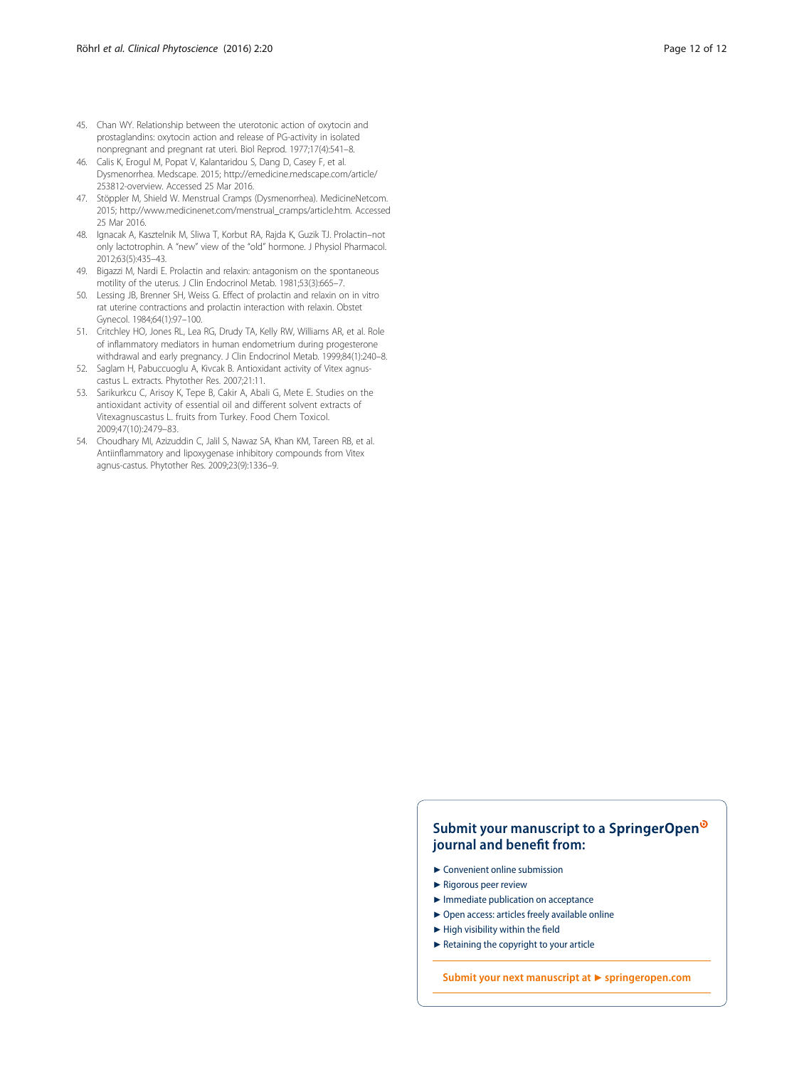45. Chan WY. Relationship between the uterotonic action of oxytocin and prostaglandins: oxytocin action and release of PG-activity in isolated nonpregnant and pregnant rat uteri. Biol Reprod. 1977;17(4):541–8.
46. Calis K, Erogul M, Popat V, Kalantaridou S, Dang D, Casey F, et al. Dysmenorrhea. Medscape. 2015; http://emedicine.medscape.com/article/253812-overview. Accessed 25 Mar 2016.
47. Stöppler M, Shield W. Menstrual Cramps (Dysmenorrhea). MedicineNetcom. 2015; http://www.medicinenet.com/menstrual_cramps/article.htm. Accessed 25 Mar 2016.
48. Ignacak A, Kasztelnik M, Sliwa T, Korbut RA, Rajda K, Guzik TJ. Prolactin–not only lactotrophin. A "new" view of the "old" hormone. J Physiol Pharmacol. 2012;63(5):435–43.
49. Bigazzi M, Nardi E. Prolactin and relaxin: antagonism on the spontaneous motility of the uterus. J Clin Endocrinol Metab. 1981;53(3):665–7.
50. Lessing JB, Brenner SH, Weiss G. Effect of prolactin and relaxin on in vitro rat uterine contractions and prolactin interaction with relaxin. Obstet Gynecol. 1984;64(1):97–100.
51. Critchley HO, Jones RL, Lea RG, Drudy TA, Kelly RW, Williams AR, et al. Role of inflammatory mediators in human endometrium during progesterone withdrawal and early pregnancy. J Clin Endocrinol Metab. 1999;84(1):240–8.
52. Saglam H, Pabuccuoglu A, Kivcak B. Antioxidant activity of Vitex agnus-castus L. extracts. Phytother Res. 2007;21:11.
53. Sarikurkcu C, Arisoy K, Tepe B, Cakir A, Abali G, Mete E. Studies on the antioxidant activity of essential oil and different solvent extracts of Vitexagnuscastus L. fruits from Turkey. Food Chem Toxicol. 2009;47(10):2479–83.
54. Choudhary MI, Azizuddin C, Jalil S, Nawaz SA, Khan KM, Tareen RB, et al. Antiinflammatory and lipoxygenase inhibitory compounds from Vitex agnus-castus. Phytother Res. 2009;23(9):1336–9.

**Submit your manuscript to a SpringerOpen journal and benefit from:**

- ► Convenient online submission
- ► Rigorous peer review
- ► Immediate publication on acceptance
- ► Open access: articles freely available online
- ► High visibility within the field
- ► Retaining the copyright to your article

**Submit your next manuscript at ► springeropen.com**